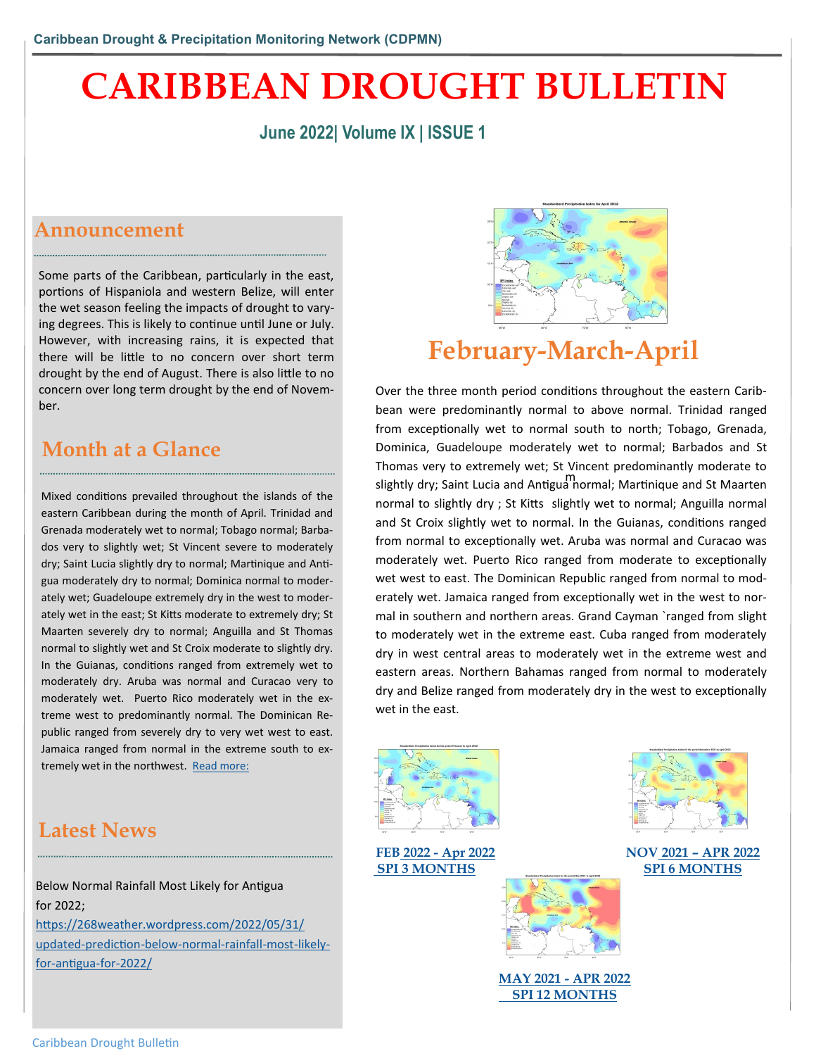Caribbean Drought & Precipitation Monitoring Network (CDPMN)

# CARIBBEAN DROUGHT BULLETIN

**June 2022| Volume IX | ISSUE 1**

## Announcement

Some parts of the Caribbean, particularly in the east, portions of Hispaniola and western Belize, will enter the wet season feeling the impacts of drought to varying degrees. This is likely to continue until June or July. However, with increasing rains, it is expected that there will be little to no concern over short term drought by the end of August. There is also little to no concern over long term drought by the end of November.

## Month at a Glance

Mixed conditions prevailed throughout the islands of the eastern Caribbean during the month of April. Trinidad and Grenada moderately wet to normal; Tobago normal; Barbados very to slightly wet; St Vincent severe to moderately dry; Saint Lucia slightly dry to normal; Martinique and Antigua moderately dry to normal; Dominica normal to moderately wet; Guadeloupe extremely dry in the west to moderately wet in the east; St Kitts moderate to extremely dry; St Maarten severely dry to normal; Anguilla and St Thomas normal to slightly wet and St Croix moderate to slightly dry. In the Guianas, conditions ranged from extremely wet to moderately dry. Aruba was normal and Curacao very to moderately wet. Puerto Rico moderately wet in the extreme west to predominantly normal. The Dominican Republic ranged from severely dry to very wet west to east. Jamaica ranged from normal in the extreme south to extremely wet in the northwest. Read more:

## Latest News

Below Normal Rainfall Most Likely for Antigua for 2022;
https://268weather.wordpress.com/2022/05/31/updated-prediction-below-normal-rainfall-most-likely-for-antigua-for-2022/

## February-March-April

Over the three month period conditions throughout the eastern Caribbean were predominantly normal to above normal. Trinidad ranged from exceptionally wet to normal south to north; Tobago, Grenada, Dominica, Guadeloupe moderately wet to normal; Barbados and St Thomas very to extremely wet; St Vincent predominantly moderate to slightly dry; Saint Lucia and Antigua normal; Martinique and St Maarten normal to slightly dry ; St Kitts slightly wet to normal; Anguilla normal and St Croix slightly wet to normal. In the Guianas, conditions ranged from normal to exceptionally wet. Aruba was normal and Curacao was moderately wet. Puerto Rico ranged from moderate to exceptionally wet west to east. The Dominican Republic ranged from normal to moderately wet. Jamaica ranged from exceptionally wet in the west to normal in southern and northern areas. Grand Cayman `ranged from slight to moderately wet in the extreme east. Cuba ranged from moderately dry in west central areas to moderately wet in the extreme west and eastern areas. Northern Bahamas ranged from normal to moderately dry and Belize ranged from moderately dry in the west to exceptionally wet in the east.

FEB 2022 - Apr 2022
SPI 3 MONTHS

NOV 2021 – APR 2022
SPI 6 MONTHS

MAY 2021 - APR 2022
SPI 12 MONTHS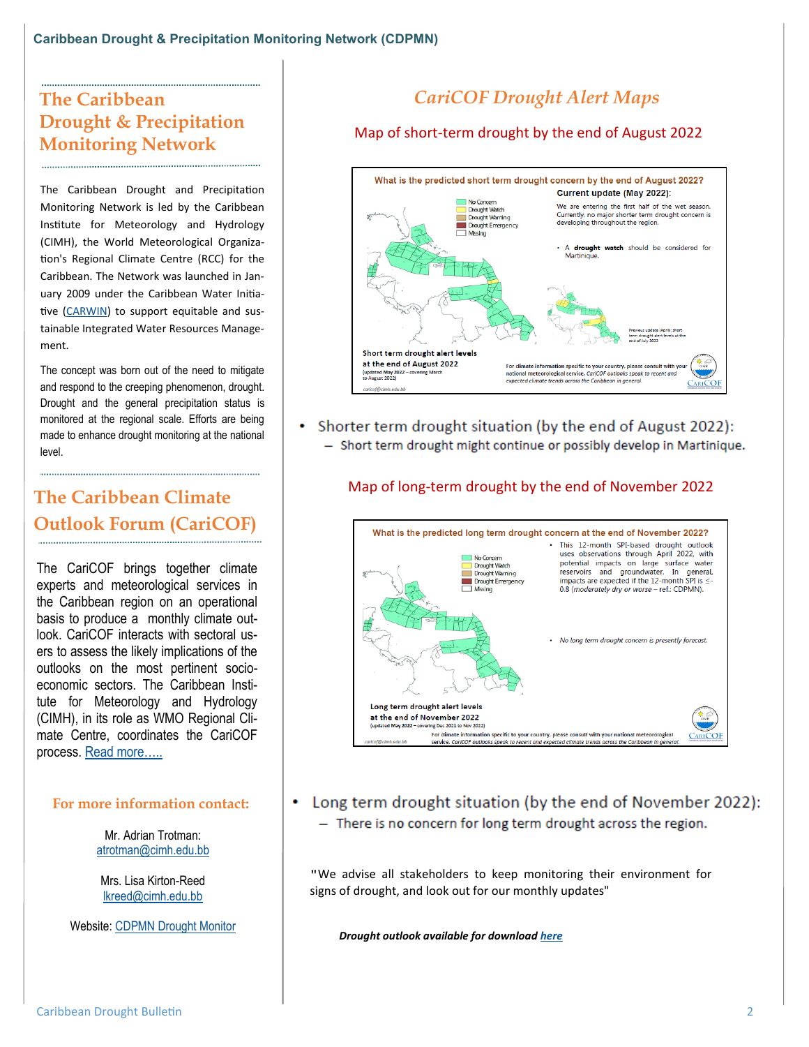## The Caribbean Drought & Precipitation Monitoring Network

The Caribbean Drought and Precipitation Monitoring Network is led by the Caribbean Institute for Meteorology and Hydrology (CIMH), the World Meteorological Organization's Regional Climate Centre (RCC) for the Caribbean. The Network was launched in January 2009 under the Caribbean Water Initiative (CARWIN) to support equitable and sustainable Integrated Water Resources Management.

The concept was born out of the need to mitigate and respond to the creeping phenomenon, drought. Drought and the general precipitation status is monitored at the regional scale. Efforts are being made to enhance drought monitoring at the national level.

## The Caribbean Climate Outlook Forum (CariCOF)

The CariCOF brings together climate experts and meteorological services in the Caribbean region on an operational basis to produce a monthly climate outlook. CariCOF interacts with sectoral users to assess the likely implications of the outlooks on the most pertinent socio-economic sectors. The Caribbean Institute for Meteorology and Hydrology (CIMH), in its role as WMO Regional Climate Centre, coordinates the CariCOF process. Read more…..

### For more information contact:

Mr. Adrian Trotman:
atrotman@cimh.edu.bb

Mrs. Lisa Kirton-Reed
lkreed@cimh.edu.bb

Website: CDPMN Drought Monitor

## *CariCOF Drought Alert Maps*

### Map of short-term drought by the end of August 2022

What is the predicted short term drought concern by the end of August 2022?

No Concern
Drought Watch
Drought Warning
Drought Emergency
Missing

**Current update (May 2022):**

We are entering the first half of the wet season. Currently, no major shorter term drought concern is developing throughout the region.

- A **drought watch** should be considered for Martinique.

Previous update (April): short term drought alert levels at the end of July 2022

**Short term drought alert levels at the end of August 2022**
(updated May 2022 – covering March to August 2022)

For climate information specific to your country, please consult with your national meteorological service. *CariCOF outlooks speak to recent and expected climate trends across the Caribbean in general.*

caricof@cimh.edu.bb

- Shorter term drought situation (by the end of August 2022):
  - Short term drought might continue or possibly develop in Martinique.

### Map of long-term drought by the end of November 2022

What is the predicted long term drought concern at the end of November 2022?

No Concern
Drought Watch
Drought Warning
Drought Emergency
Missing

- This 12-month SPI-based drought outlook uses observations through April 2022, with potential impacts on large surface water reservoirs and groundwater. In general, impacts are expected if the 12-month SPI is ≤-0.8 (*moderately dry or worse* – ref.: CDPMN).
- *No long term drought concern is presently forecast.*

**Long term drought alert levels at the end of November 2022**
(updated May 2022 – covering Dec 2021 to Nov 2022)

For climate information specific to your country, please consult with your national meteorological service. *CariCOF outlooks speak to recent and expected climate trends across the Caribbean in general.*

caricof@cimh.edu.bb

- Long term drought situation (by the end of November 2022):
  - There is no concern for long term drought across the region.

"We advise all stakeholders to keep monitoring their environment for signs of drought, and look out for our monthly updates"

***Drought outlook available for download here***